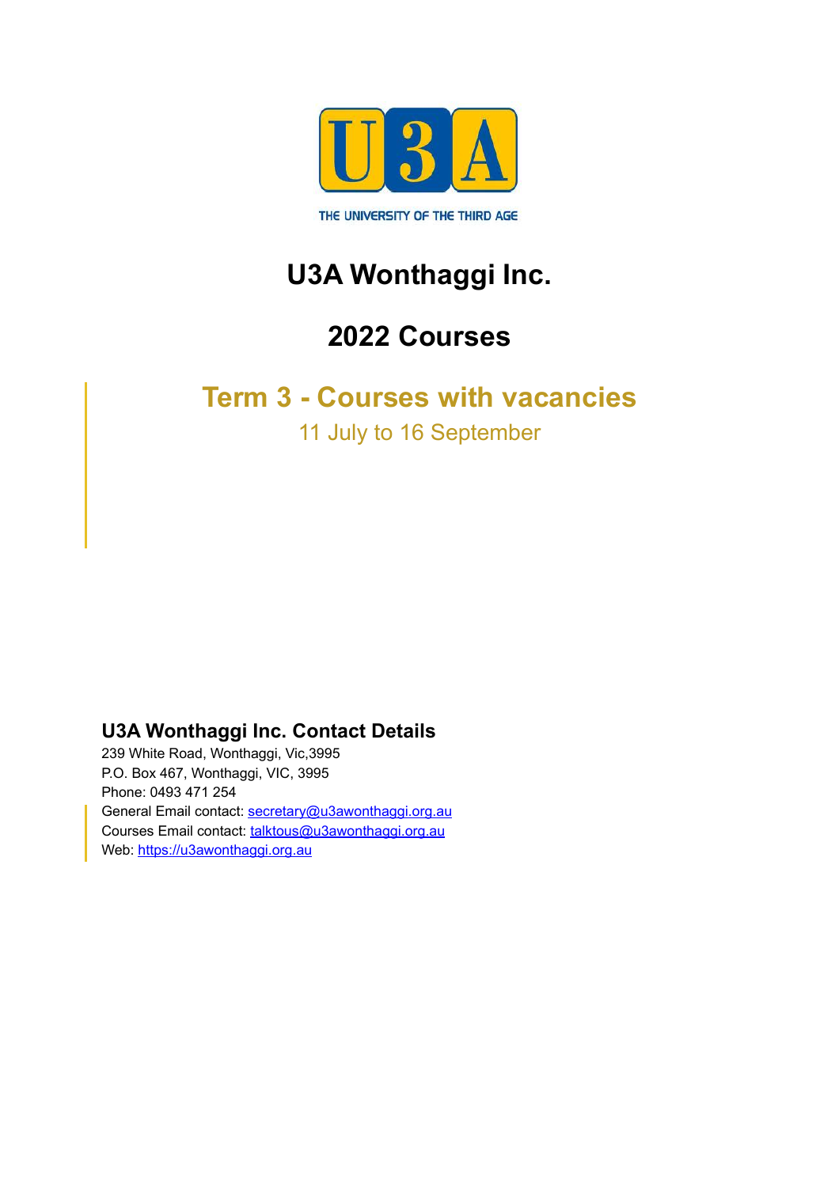U3A

THE UNIVERSITY OF THE THIRD AGE

# U3A Wonthaggi Inc.

# 2022 Courses

## Term 3 - Courses with vacancies

11 July to 16 September

### U3A Wonthaggi Inc. Contact Details

239 White Road, Wonthaggi, Vic,3995
P.O. Box 467, Wonthaggi, VIC, 3995
Phone: 0493 471 254
General Email contact: secretary@u3awonthaggi.org.au
Courses Email contact: talktous@u3awonthaggi.org.au
Web: https://u3awonthaggi.org.au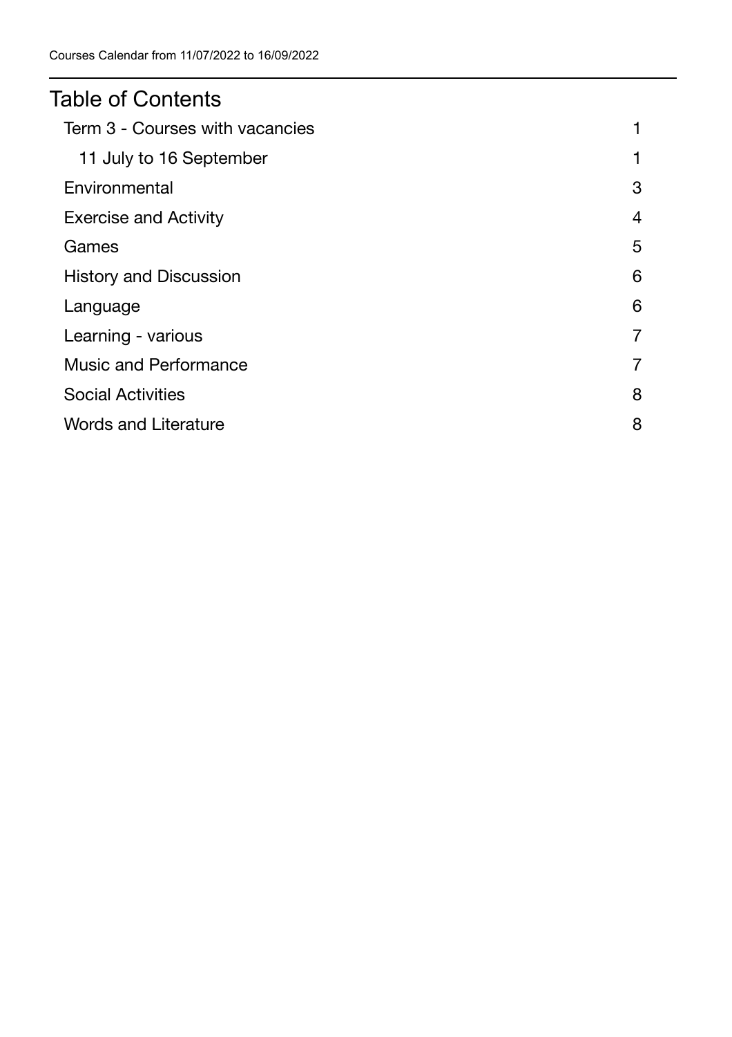# Table of Contents

- Term 3 - Courses with vacancies 1
  - 11 July to 16 September 1
- Environmental 3
- Exercise and Activity 4
- Games 5
- History and Discussion 6
- Language 6
- Learning - various 7
- Music and Performance 7
- Social Activities 8
- Words and Literature 8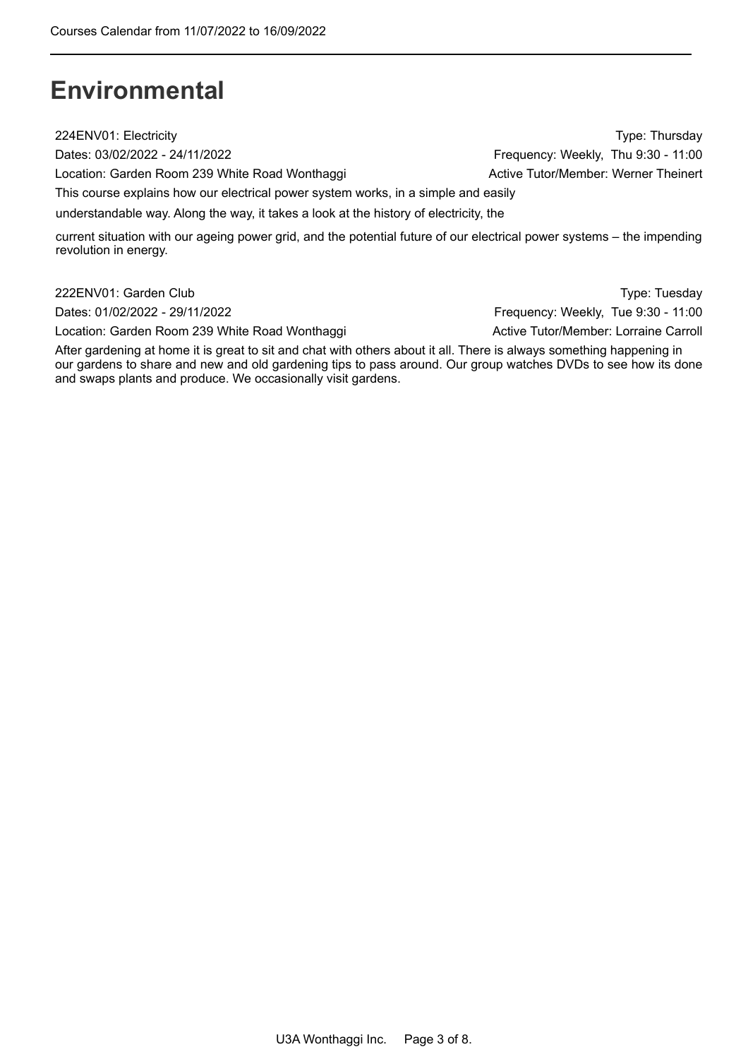# Environmental

224ENV01: Electricity
Type: Thursday

Dates: 03/02/2022 - 24/11/2022
Frequency: Weekly, Thu 9:30 - 11:00

Location: Garden Room 239 White Road Wonthaggi
Active Tutor/Member: Werner Theinert

This course explains how our electrical power system works, in a simple and easily understandable way. Along the way, it takes a look at the history of electricity, the current situation with our ageing power grid, and the potential future of our electrical power systems – the impending revolution in energy.

222ENV01: Garden Club
Type: Tuesday

Dates: 01/02/2022 - 29/11/2022
Frequency: Weekly, Tue 9:30 - 11:00

Location: Garden Room 239 White Road Wonthaggi
Active Tutor/Member: Lorraine Carroll

After gardening at home it is great to sit and chat with others about it all. There is always something happening in our gardens to share and new and old gardening tips to pass around. Our group watches DVDs to see how its done and swaps plants and produce. We occasionally visit gardens.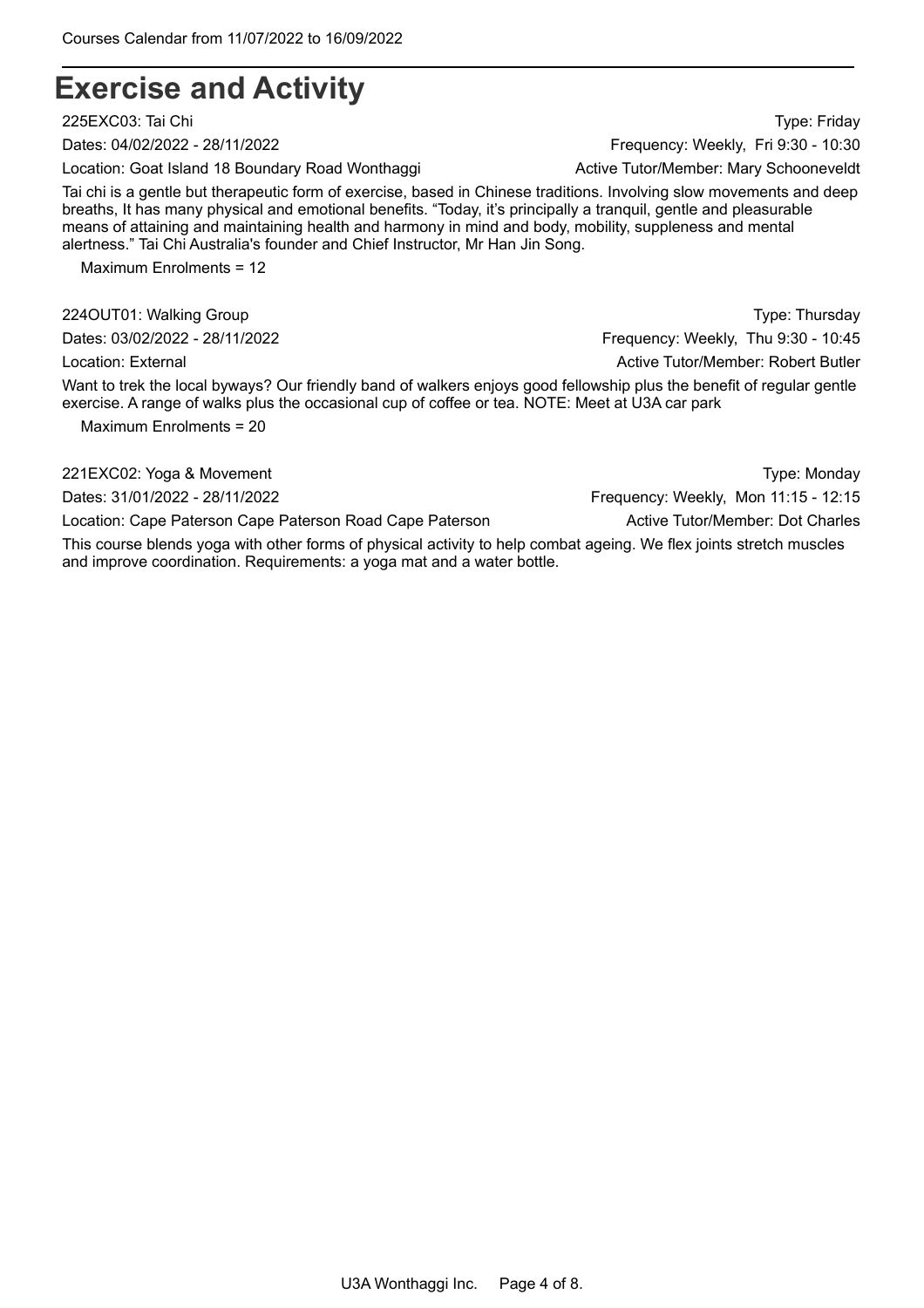# Exercise and Activity

225EXC03: Tai Chi

Type: Friday

Dates: 04/02/2022 - 28/11/2022

Frequency: Weekly, Fri 9:30 - 10:30

Location: Goat Island 18 Boundary Road Wonthaggi

Active Tutor/Member: Mary Schooneveldt

Tai chi is a gentle but therapeutic form of exercise, based in Chinese traditions. Involving slow movements and deep breaths, It has many physical and emotional benefits. “Today, it’s principally a tranquil, gentle and pleasurable means of attaining and maintaining health and harmony in mind and body, mobility, suppleness and mental alertness.” Tai Chi Australia's founder and Chief Instructor, Mr Han Jin Song.

Maximum Enrolments = 12

224OUT01: Walking Group

Type: Thursday

Dates: 03/02/2022 - 28/11/2022

Frequency: Weekly, Thu 9:30 - 10:45

Location: External

Active Tutor/Member: Robert Butler

Want to trek the local byways? Our friendly band of walkers enjoys good fellowship plus the benefit of regular gentle exercise. A range of walks plus the occasional cup of coffee or tea. NOTE: Meet at U3A car park

Maximum Enrolments = 20

221EXC02: Yoga & Movement

Type: Monday

Dates: 31/01/2022 - 28/11/2022

Frequency: Weekly, Mon 11:15 - 12:15

Location: Cape Paterson Cape Paterson Road Cape Paterson

Active Tutor/Member: Dot Charles

This course blends yoga with other forms of physical activity to help combat ageing. We flex joints stretch muscles and improve coordination. Requirements: a yoga mat and a water bottle.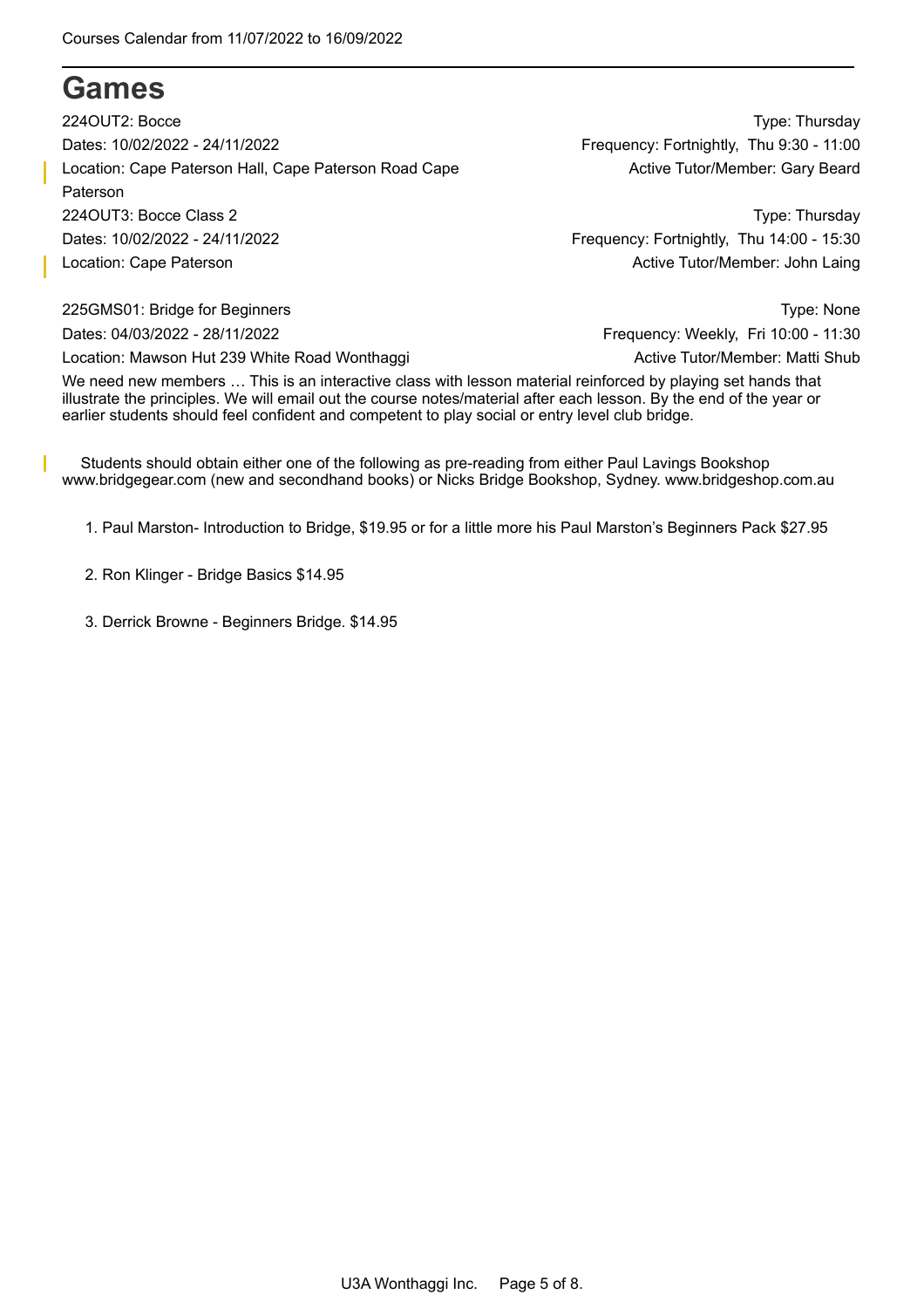# Games

224OUT2: Bocce
Type: Thursday
Dates: 10/02/2022 - 24/11/2022
Frequency: Fortnightly, Thu 9:30 - 11:00
Location: Cape Paterson Hall, Cape Paterson Road Cape Paterson
Active Tutor/Member: Gary Beard

224OUT3: Bocce Class 2
Type: Thursday
Dates: 10/02/2022 - 24/11/2022
Frequency: Fortnightly, Thu 14:00 - 15:30
Location: Cape Paterson
Active Tutor/Member: John Laing

225GMS01: Bridge for Beginners
Type: None
Dates: 04/03/2022 - 28/11/2022
Frequency: Weekly, Fri 10:00 - 11:30
Location: Mawson Hut 239 White Road Wonthaggi
Active Tutor/Member: Matti Shub

We need new members … This is an interactive class with lesson material reinforced by playing set hands that illustrate the principles. We will email out the course notes/material after each lesson. By the end of the year or earlier students should feel confident and competent to play social or entry level club bridge.

Students should obtain either one of the following as pre-reading from either Paul Lavings Bookshop www.bridgegear.com (new and secondhand books) or Nicks Bridge Bookshop, Sydney. www.bridgeshop.com.au

1. Paul Marston- Introduction to Bridge, $19.95 or for a little more his Paul Marston's Beginners Pack $27.95

2. Ron Klinger - Bridge Basics $14.95

3. Derrick Browne - Beginners Bridge. $14.95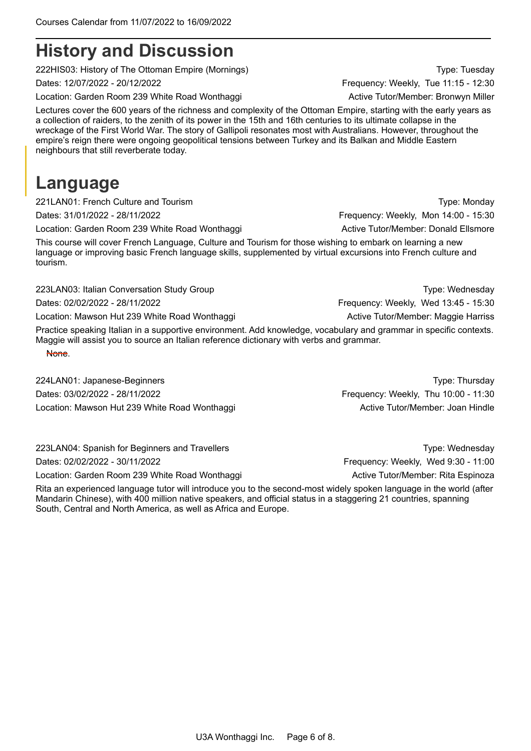# History and Discussion

222HIS03: History of The Ottoman Empire (Mornings)
Type: Tuesday
Dates: 12/07/2022 - 20/12/2022
Frequency: Weekly, Tue 11:15 - 12:30
Location: Garden Room 239 White Road Wonthaggi
Active Tutor/Member: Bronwyn Miller

Lectures cover the 600 years of the richness and complexity of the Ottoman Empire, starting with the early years as a collection of raiders, to the zenith of its power in the 15th and 16th centuries to its ultimate collapse in the wreckage of the First World War. The story of Gallipoli resonates most with Australians. However, throughout the empire's reign there were ongoing geopolitical tensions between Turkey and its Balkan and Middle Eastern neighbours that still reverberate today.

# Language

221LAN01: French Culture and Tourism
Type: Monday
Dates: 31/01/2022 - 28/11/2022
Frequency: Weekly, Mon 14:00 - 15:30
Location: Garden Room 239 White Road Wonthaggi
Active Tutor/Member: Donald Ellsmore

This course will cover French Language, Culture and Tourism for those wishing to embark on learning a new language or improving basic French language skills, supplemented by virtual excursions into French culture and tourism.

223LAN03: Italian Conversation Study Group
Type: Wednesday
Dates: 02/02/2022 - 28/11/2022
Frequency: Weekly, Wed 13:45 - 15:30
Location: Mawson Hut 239 White Road Wonthaggi
Active Tutor/Member: Maggie Harriss

Practice speaking Italian in a supportive environment. Add knowledge, vocabulary and grammar in specific contexts. Maggie will assist you to source an Italian reference dictionary with verbs and grammar.

~~None~~.

224LAN01: Japanese-Beginners
Type: Thursday
Dates: 03/02/2022 - 28/11/2022
Frequency: Weekly, Thu 10:00 - 11:30
Location: Mawson Hut 239 White Road Wonthaggi
Active Tutor/Member: Joan Hindle

223LAN04: Spanish for Beginners and Travellers
Type: Wednesday
Dates: 02/02/2022 - 30/11/2022
Frequency: Weekly, Wed 9:30 - 11:00
Location: Garden Room 239 White Road Wonthaggi
Active Tutor/Member: Rita Espinoza

Rita an experienced language tutor will introduce you to the second-most widely spoken language in the world (after Mandarin Chinese), with 400 million native speakers, and official status in a staggering 21 countries, spanning South, Central and North America, as well as Africa and Europe.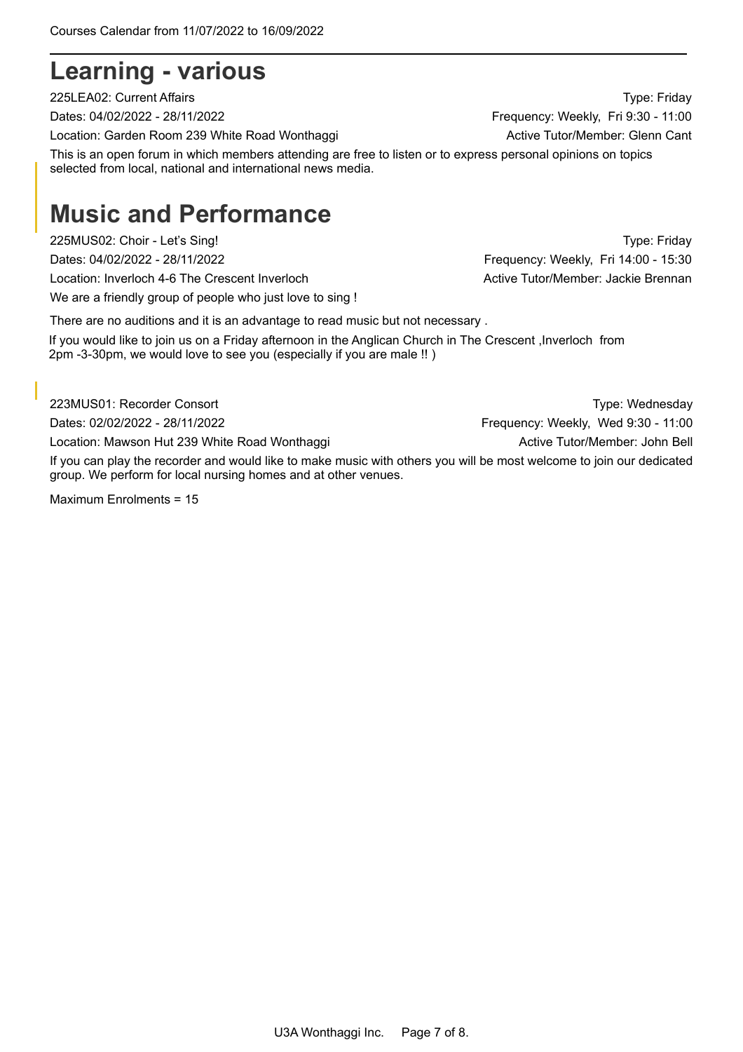# Learning - various

225LEA02: Current Affairs  
Type: Friday  
Dates: 04/02/2022 - 28/11/2022  
Frequency: Weekly, Fri 9:30 - 11:00  
Location: Garden Room 239 White Road Wonthaggi  
Active Tutor/Member: Glenn Cant

This is an open forum in which members attending are free to listen or to express personal opinions on topics selected from local, national and international news media.

# Music and Performance

225MUS02: Choir - Let's Sing!  
Type: Friday  
Dates: 04/02/2022 - 28/11/2022  
Frequency: Weekly, Fri 14:00 - 15:30  
Location: Inverloch 4-6 The Crescent Inverloch  
Active Tutor/Member: Jackie Brennan

We are a friendly group of people who just love to sing !

There are no auditions and it is an advantage to read music but not necessary .

If you would like to join us on a Friday afternoon in the Anglican Church in The Crescent ,Inverloch from 2pm -3-30pm, we would love to see you (especially if you are male !! )

223MUS01: Recorder Consort  
Type: Wednesday  
Dates: 02/02/2022 - 28/11/2022  
Frequency: Weekly, Wed 9:30 - 11:00  
Location: Mawson Hut 239 White Road Wonthaggi  
Active Tutor/Member: John Bell

If you can play the recorder and would like to make music with others you will be most welcome to join our dedicated group. We perform for local nursing homes and at other venues.

Maximum Enrolments = 15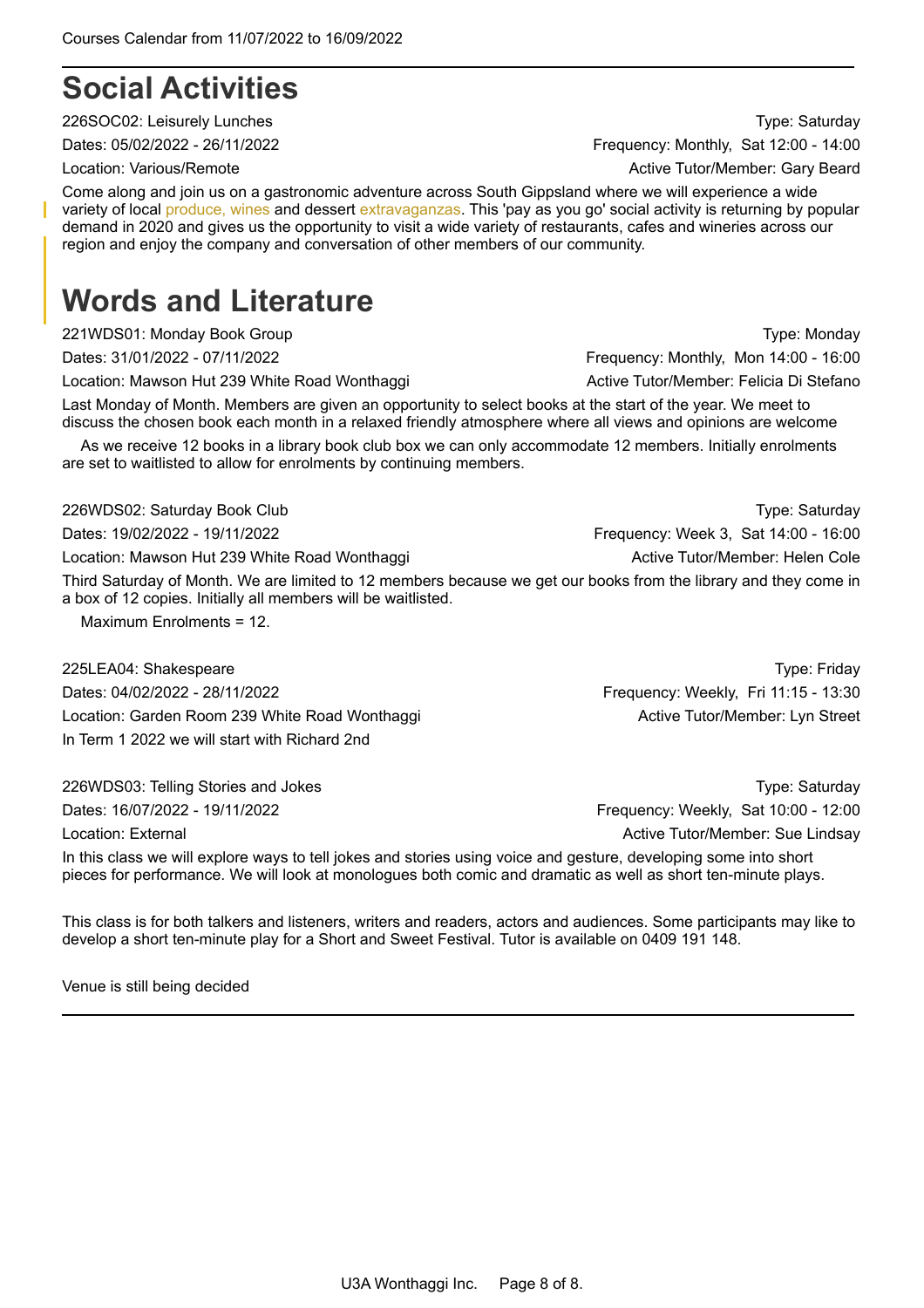# Social Activities

226SOC02: Leisurely Lunches
Type: Saturday
Dates: 05/02/2022 - 26/11/2022
Frequency: Monthly, Sat 12:00 - 14:00
Location: Various/Remote
Active Tutor/Member: Gary Beard

Come along and join us on a gastronomic adventure across South Gippsland where we will experience a wide variety of local produce, wines and dessert extravaganzas. This 'pay as you go' social activity is returning by popular demand in 2020 and gives us the opportunity to visit a wide variety of restaurants, cafes and wineries across our region and enjoy the company and conversation of other members of our community.

# Words and Literature

221WDS01: Monday Book Group
Type: Monday
Dates: 31/01/2022 - 07/11/2022
Frequency: Monthly, Mon 14:00 - 16:00
Location: Mawson Hut 239 White Road Wonthaggi
Active Tutor/Member: Felicia Di Stefano

Last Monday of Month. Members are given an opportunity to select books at the start of the year. We meet to discuss the chosen book each month in a relaxed friendly atmosphere where all views and opinions are welcome

As we receive 12 books in a library book club box we can only accommodate 12 members. Initially enrolments are set to waitlisted to allow for enrolments by continuing members.

226WDS02: Saturday Book Club
Type: Saturday
Dates: 19/02/2022 - 19/11/2022
Frequency: Week 3, Sat 14:00 - 16:00
Location: Mawson Hut 239 White Road Wonthaggi
Active Tutor/Member: Helen Cole

Third Saturday of Month. We are limited to 12 members because we get our books from the library and they come in a box of 12 copies. Initially all members will be waitlisted.

Maximum Enrolments = 12.

225LEA04: Shakespeare
Type: Friday
Dates: 04/02/2022 - 28/11/2022
Frequency: Weekly, Fri 11:15 - 13:30
Location: Garden Room 239 White Road Wonthaggi
Active Tutor/Member: Lyn Street

In Term 1 2022 we will start with Richard 2nd

226WDS03: Telling Stories and Jokes
Type: Saturday
Dates: 16/07/2022 - 19/11/2022
Frequency: Weekly, Sat 10:00 - 12:00
Location: External
Active Tutor/Member: Sue Lindsay

In this class we will explore ways to tell jokes and stories using voice and gesture, developing some into short pieces for performance. We will look at monologues both comic and dramatic as well as short ten-minute plays.

This class is for both talkers and listeners, writers and readers, actors and audiences. Some participants may like to develop a short ten-minute play for a Short and Sweet Festival. Tutor is available on 0409 191 148.

Venue is still being decided